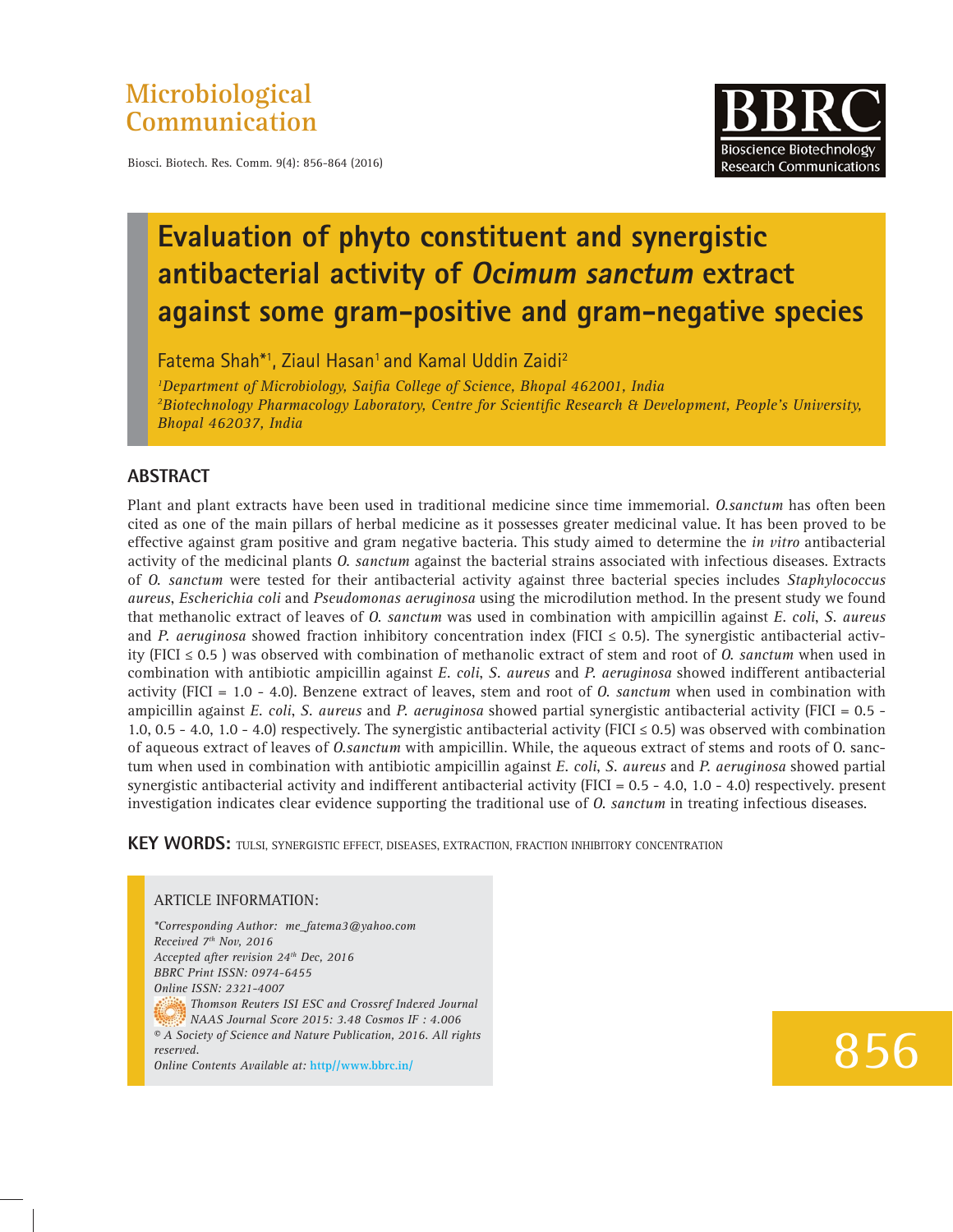Microbiological Communication

# Evaluation of phyto constituent and synergistic antibacterial activity of *Ocimum sanctum* extract against some gram-positive and gram-negative species

Fatema Shah*[1], Ziaul Hasan[1] and Kamal Uddin Zaidi[2]

[1]*Department of Microbiology, Saifia College of Science, Bhopal 462001, India*

[2]*Biotechnology Pharmacology Laboratory, Centre for Scientific Research & Development, People's University, Bhopal 462037, India*

## ABSTRACT

Plant and plant extracts have been used in traditional medicine since time immemorial. *O.sanctum* has often been cited as one of the main pillars of herbal medicine as it possesses greater medicinal value. It has been proved to be effective against gram positive and gram negative bacteria. This study aimed to determine the *in vitro* antibacterial activity of the medicinal plants *O. sanctum* against the bacterial strains associated with infectious diseases. Extracts of *O. sanctum* were tested for their antibacterial activity against three bacterial species includes *Staphylococcus aureus*, *Escherichia coli* and *Pseudomonas aeruginosa* using the microdilution method. In the present study we found that methanolic extract of leaves of *O. sanctum* was used in combination with ampicillin against *E. coli*, *S. aureus* and *P. aeruginosa* showed fraction inhibitory concentration index (FICI ≤ 0.5). The synergistic antibacterial activity (FICI ≤ 0.5 ) was observed with combination of methanolic extract of stem and root of *O. sanctum* when used in combination with antibiotic ampicillin against *E. coli*, *S. aureus* and *P. aeruginosa* showed indifferent antibacterial activity (FICI = 1.0 - 4.0). Benzene extract of leaves, stem and root of *O. sanctum* when used in combination with ampicillin against *E. coli*, *S. aureus* and *P. aeruginosa* showed partial synergistic antibacterial activity (FICI = 0.5 - 1.0, 0.5 - 4.0, 1.0 - 4.0) respectively. The synergistic antibacterial activity (FICI ≤ 0.5) was observed with combination of aqueous extract of leaves of *O.sanctum* with ampicillin. While, the aqueous extract of stems and roots of O. sanctum when used in combination with antibiotic ampicillin against *E. coli*, *S. aureus* and *P. aeruginosa* showed partial synergistic antibacterial activity and indifferent antibacterial activity (FICI = 0.5 - 4.0, 1.0 - 4.0) respectively. present investigation indicates clear evidence supporting the traditional use of *O. sanctum* in treating infectious diseases.

**KEY WORDS:** TULSI, SYNERGISTIC EFFECT, DISEASES, EXTRACTION, FRACTION INHIBITORY CONCENTRATION

ARTICLE INFORMATION:

*\*Corresponding Author: me_fatema3@yahoo.com*
*Received 7th Nov, 2016*
*Accepted after revision 24th Dec, 2016*
*BBRC Print ISSN: 0974-6455*
*Online ISSN: 2321-4007*
*Thomson Reuters ISI ESC and Crossref Indexed Journal*
*NAAS Journal Score 2015: 3.48 Cosmos IF : 4.006*
*© A Society of Science and Nature Publication, 2016. All rights reserved.*
*Online Contents Available at:* http//www.bbrc.in/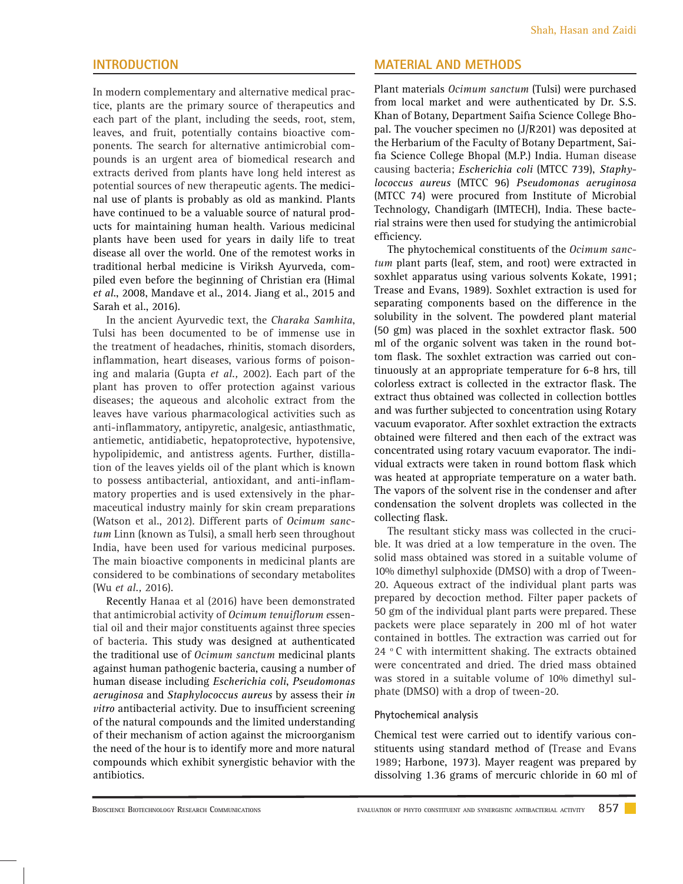## INTRODUCTION

In modern complementary and alternative medical practice, plants are the primary source of therapeutics and each part of the plant, including the seeds, root, stem, leaves, and fruit, potentially contains bioactive components. The search for alternative antimicrobial compounds is an urgent area of biomedical research and extracts derived from plants have long held interest as potential sources of new therapeutic agents. The medicinal use of plants is probably as old as mankind. Plants have continued to be a valuable source of natural products for maintaining human health. Various medicinal plants have been used for years in daily life to treat disease all over the world. One of the remotest works in traditional herbal medicine is Viriksh Ayurveda, compiled even before the beginning of Christian era (Himal *et al*., 2008, Mandave et al., 2014. Jiang et al., 2015 and Sarah et al., 2016).

In the ancient Ayurvedic text, the *Charaka Samhita*, Tulsi has been documented to be of immense use in the treatment of headaches, rhinitis, stomach disorders, inflammation, heart diseases, various forms of poisoning and malaria (Gupta *et al.,* 2002). Each part of the plant has proven to offer protection against various diseases; the aqueous and alcoholic extract from the leaves have various pharmacological activities such as anti-inflammatory, antipyretic, analgesic, antiasthmatic, antiemetic, antidiabetic, hepatoprotective, hypotensive, hypolipidemic, and antistress agents. Further, distillation of the leaves yields oil of the plant which is known to possess antibacterial, antioxidant, and anti-inflammatory properties and is used extensively in the pharmaceutical industry mainly for skin cream preparations (Watson et al., 2012). Different parts of *Ocimum sanctum* Linn (known as Tulsi), a small herb seen throughout India, have been used for various medicinal purposes. The main bioactive components in medicinal plants are considered to be combinations of secondary metabolites (Wu *et al.,* 2016).

Recently Hanaa et al (2016) have been demonstrated that antimicrobial activity of *Ocimum tenuiflorum* essential oil and their major constituents against three species of bacteria. This study was designed at authenticated the traditional use of *Ocimum sanctum* medicinal plants against human pathogenic bacteria, causing a number of human disease including *Escherichia coli*, *Pseudomonas aeruginosa* and *Staphylococcus aureus* by assess their *in vitro* antibacterial activity. Due to insufficient screening of the natural compounds and the limited understanding of their mechanism of action against the microorganism the need of the hour is to identify more and more natural compounds which exhibit synergistic behavior with the antibiotics.

## MATERIAL AND METHODS

Plant materials *Ocimum sanctum* (Tulsi) were purchased from local market and were authenticated by Dr. S.S. Khan of Botany, Department Saifia Science College Bhopal. The voucher specimen no (J/R201) was deposited at the Herbarium of the Faculty of Botany Department, Saifia Science College Bhopal (M.P.) India. Human disease causing bacteria; *Escherichia coli* (MTCC 739), *Staphylococcus aureus* (MTCC 96) *Pseudomonas aeruginosa* (MTCC 74) were procured from Institute of Microbial Technology, Chandigarh (IMTECH), India. These bacterial strains were then used for studying the antimicrobial efficiency.

The phytochemical constituents of the *Ocimum sanctum* plant parts (leaf, stem, and root) were extracted in soxhlet apparatus using various solvents Kokate, 1991; Trease and Evans, 1989). Soxhlet extraction is used for separating components based on the difference in the solubility in the solvent. The powdered plant material (50 gm) was placed in the soxhlet extractor flask. 500 ml of the organic solvent was taken in the round bottom flask. The soxhlet extraction was carried out continuously at an appropriate temperature for 6-8 hrs, till colorless extract is collected in the extractor flask. The extract thus obtained was collected in collection bottles and was further subjected to concentration using Rotary vacuum evaporator. After soxhlet extraction the extracts obtained were filtered and then each of the extract was concentrated using rotary vacuum evaporator. The individual extracts were taken in round bottom flask which was heated at appropriate temperature on a water bath. The vapors of the solvent rise in the condenser and after condensation the solvent droplets was collected in the collecting flask.

The resultant sticky mass was collected in the crucible. It was dried at a low temperature in the oven. The solid mass obtained was stored in a suitable volume of 10% dimethyl sulphoxide (DMSO) with a drop of Tween-20. Aqueous extract of the individual plant parts was prepared by decoction method. Filter paper packets of 50 gm of the individual plant parts were prepared. These packets were place separately in 200 ml of hot water contained in bottles. The extraction was carried out for 24 °C with intermittent shaking. The extracts obtained were concentrated and dried. The dried mass obtained was stored in a suitable volume of 10% dimethyl sulphate (DMSO) with a drop of tween-20.

### Phytochemical analysis

Chemical test were carried out to identify various constituents using standard method of (Trease and Evans 1989; Harbone, 1973). Mayer reagent was prepared by dissolving 1.36 grams of mercuric chloride in 60 ml of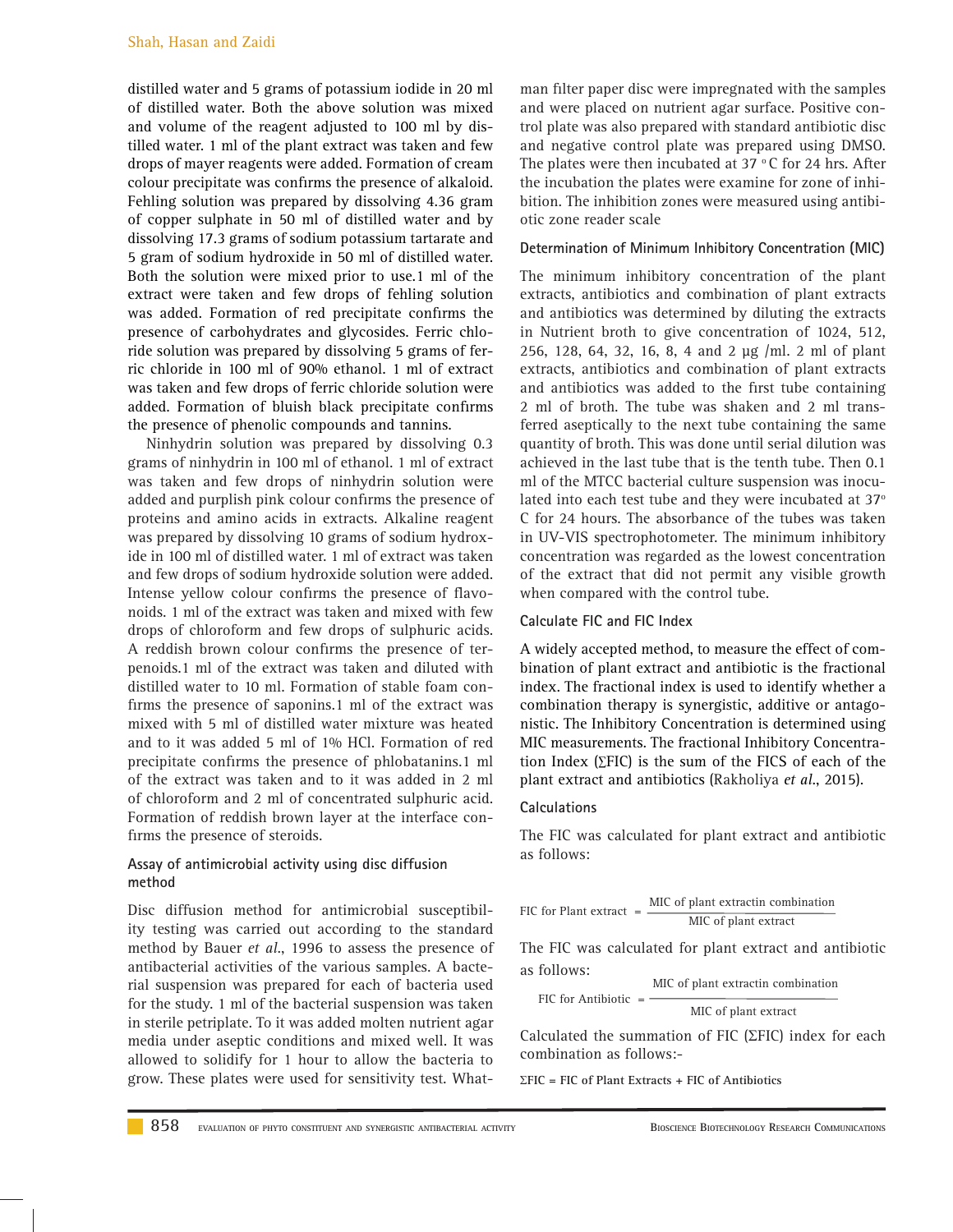distilled water and 5 grams of potassium iodide in 20 ml of distilled water. Both the above solution was mixed and volume of the reagent adjusted to 100 ml by distilled water. 1 ml of the plant extract was taken and few drops of mayer reagents were added. Formation of cream colour precipitate was confirms the presence of alkaloid. Fehling solution was prepared by dissolving 4.36 gram of copper sulphate in 50 ml of distilled water and by dissolving 17.3 grams of sodium potassium tartarate and 5 gram of sodium hydroxide in 50 ml of distilled water. Both the solution were mixed prior to use.1 ml of the extract were taken and few drops of fehling solution was added. Formation of red precipitate confirms the presence of carbohydrates and glycosides. Ferric chloride solution was prepared by dissolving 5 grams of ferric chloride in 100 ml of 90% ethanol. 1 ml of extract was taken and few drops of ferric chloride solution were added. Formation of bluish black precipitate confirms the presence of phenolic compounds and tannins.

Ninhydrin solution was prepared by dissolving 0.3 grams of ninhydrin in 100 ml of ethanol. 1 ml of extract was taken and few drops of ninhydrin solution were added and purplish pink colour confirms the presence of proteins and amino acids in extracts. Alkaline reagent was prepared by dissolving 10 grams of sodium hydroxide in 100 ml of distilled water. 1 ml of extract was taken and few drops of sodium hydroxide solution were added. Intense yellow colour confirms the presence of flavonoids. 1 ml of the extract was taken and mixed with few drops of chloroform and few drops of sulphuric acids. A reddish brown colour confirms the presence of terpenoids.1 ml of the extract was taken and diluted with distilled water to 10 ml. Formation of stable foam confirms the presence of saponins.1 ml of the extract was mixed with 5 ml of distilled water mixture was heated and to it was added 5 ml of 1% HCl. Formation of red precipitate confirms the presence of phlobatanins.1 ml of the extract was taken and to it was added in 2 ml of chloroform and 2 ml of concentrated sulphuric acid. Formation of reddish brown layer at the interface confirms the presence of steroids.

### Assay of antimicrobial activity using disc diffusion method

Disc diffusion method for antimicrobial susceptibility testing was carried out according to the standard method by Bauer *et al.*, 1996 to assess the presence of antibacterial activities of the various samples. A bacterial suspension was prepared for each of bacteria used for the study. 1 ml of the bacterial suspension was taken in sterile petriplate. To it was added molten nutrient agar media under aseptic conditions and mixed well. It was allowed to solidify for 1 hour to allow the bacteria to grow. These plates were used for sensitivity test. Whatman filter paper disc were impregnated with the samples and were placed on nutrient agar surface. Positive control plate was also prepared with standard antibiotic disc and negative control plate was prepared using DMSO. The plates were then incubated at 37 °C for 24 hrs. After the incubation the plates were examine for zone of inhibition. The inhibition zones were measured using antibiotic zone reader scale

### Determination of Minimum Inhibitory Concentration (MIC)

The minimum inhibitory concentration of the plant extracts, antibiotics and combination of plant extracts and antibiotics was determined by diluting the extracts in Nutrient broth to give concentration of 1024, 512, 256, 128, 64, 32, 16, 8, 4 and 2 μg /ml. 2 ml of plant extracts, antibiotics and combination of plant extracts and antibiotics was added to the first tube containing 2 ml of broth. The tube was shaken and 2 ml transferred aseptically to the next tube containing the same quantity of broth. This was done until serial dilution was achieved in the last tube that is the tenth tube. Then 0.1 ml of the MTCC bacterial culture suspension was inoculated into each test tube and they were incubated at 37° C for 24 hours. The absorbance of the tubes was taken in UV-VIS spectrophotometer. The minimum inhibitory concentration was regarded as the lowest concentration of the extract that did not permit any visible growth when compared with the control tube.

### Calculate FIC and FIC Index

A widely accepted method, to measure the effect of combination of plant extract and antibiotic is the fractional index. The fractional index is used to identify whether a combination therapy is synergistic, additive or antagonistic. The Inhibitory Concentration is determined using MIC measurements. The fractional Inhibitory Concentration Index (ΣFIC) is the sum of the FICS of each of the plant extract and antibiotics (Rakholiya *et al.*, 2015).

### Calculations

The FIC was calculated for plant extract and antibiotic as follows:

$$\text{FIC for Plant extract} = \frac{\text{MIC of plant extractin combination}}{\text{MIC of plant extract}}$$

The FIC was calculated for plant extract and antibiotic as follows:

$$\text{FIC for Antibiotic} = \frac{\text{MIC of plant extractin combination}}{\text{MIC of plant extract}}$$

Calculated the summation of FIC (ΣFIC) index for each combination as follows:-

$$\Sigma\text{FIC} = \text{FIC of Plant Extracts} + \text{FIC of Antibiotics}$$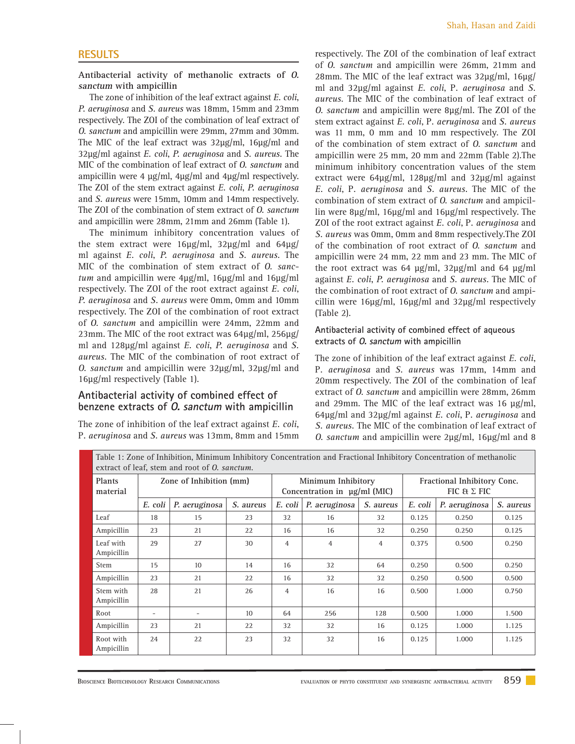## RESULTS

**Antibacterial activity of methanolic extracts of *O. sanctum* with ampicillin**

The zone of inhibition of the leaf extract against *E. coli*, *P. aeruginosa* and *S. aureus* was 18mm, 15mm and 23mm respectively. The ZOI of the combination of leaf extract of *O. sanctum* and ampicillin were 29mm, 27mm and 30mm. The MIC of the leaf extract was 32µg/ml, 16µg/ml and 32µg/ml against *E. coli*, *P. aeruginosa* and *S. aureus*. The MIC of the combination of leaf extract of *O. sanctum* and ampicillin were 4 µg/ml, 4µg/ml and 4µg/ml respectively. The ZOI of the stem extract against *E. coli*, *P. aeruginosa* and *S. aureus* were 15mm, 10mm and 14mm respectively. The ZOI of the combination of stem extract of *O. sanctum* and ampicillin were 28mm, 21mm and 26mm (Table 1).

The minimum inhibitory concentration values of the stem extract were 16µg/ml, 32µg/ml and 64µg/ml against *E. coli*, *P. aeruginosa* and *S. aureus*. The MIC of the combination of stem extract of *O. sanctum* and ampicillin were 4µg/ml, 16µg/ml and 16µg/ml respectively. The ZOI of the root extract against *E. coli*, *P. aeruginosa* and *S. aureus* were 0mm, 0mm and 10mm respectively. The ZOI of the combination of root extract of *O. sanctum* and ampicillin were 24mm, 22mm and 23mm. The MIC of the root extract was 64µg/ml, 256µg/ml and 128µg/ml against *E. coli*, *P. aeruginosa* and *S. aureus*. The MIC of the combination of root extract of *O. sanctum* and ampicillin were 32µg/ml, 32µg/ml and 16µg/ml respectively (Table 1).

### Antibacterial activity of combined effect of benzene extracts of *O. sanctum* with ampicillin

The zone of inhibition of the leaf extract against *E. coli*, P. *aeruginosa* and *S. aureus* was 13mm, 8mm and 15mm respectively. The ZOI of the combination of leaf extract of *O. sanctum* and ampicillin were 26mm, 21mm and 28mm. The MIC of the leaf extract was 32µg/ml, 16µg/ml and 32µg/ml against *E. coli*, P. *aeruginosa* and *S. aureus*. The MIC of the combination of leaf extract of *O. sanctum* and ampicillin were 8µg/ml. The ZOI of the stem extract against *E. coli*, P. *aeruginosa* and *S. aureus* was 11 mm, 0 mm and 10 mm respectively. The ZOI of the combination of stem extract of *O. sanctum* and ampicillin were 25 mm, 20 mm and 22mm (Table 2).The minimum inhibitory concentration values of the stem extract were 64µg/ml, 128µg/ml and 32µg/ml against *E. coli*, P. *aeruginosa* and *S. aureus*. The MIC of the combination of stem extract of *O. sanctum* and ampicillin were 8µg/ml, 16µg/ml and 16µg/ml respectively. The ZOI of the root extract against *E. coli*, P. *aeruginosa* and *S. aureus* was 0mm, 0mm and 8mm respectively.The ZOI of the combination of root extract of *O. sanctum* and ampicillin were 24 mm, 22 mm and 23 mm. The MIC of the root extract was 64 µg/ml, 32µg/ml and 64 µg/ml against *E. coli*, *P. aeruginosa* and *S. aureus*. The MIC of the combination of root extract of *O. sanctum* and ampicillin were 16µg/ml, 16µg/ml and 32µg/ml respectively (Table 2).

### Antibacterial activity of combined effect of aqueous extracts of *O. sanctum* with ampicillin

The zone of inhibition of the leaf extract against *E. coli*, P. *aeruginosa* and *S. aureus* was 17mm, 14mm and 20mm respectively. The ZOI of the combination of leaf extract of *O. sanctum* and ampicillin were 28mm, 26mm and 29mm. The MIC of the leaf extract was 16 µg/ml, 64µg/ml and 32µg/ml against *E. coli*, P. *aeruginosa* and *S. aureus*. The MIC of the combination of leaf extract of *O. sanctum* and ampicillin were 2µg/ml, 16µg/ml and 8

Table 1: Zone of Inhibition, Minimum Inhibitory Concentration and Fractional Inhibitory Concentration of methanolic extract of leaf, stem and root of *O. sanctum*.

| Plants material | Zone of Inhibition (mm) | | | Minimum Inhibitory Concentration in µg/ml (MIC) | | | Fractional Inhibitory Conc. FIC & Σ FIC | | |
|---|---|---|---|---|---|---|---|---|---|
| | *E. coli* | *P. aeruginosa* | *S. aureus* | *E. coli* | *P. aeruginosa* | *S. aureus* | *E. coli* | *P. aeruginosa* | *S. aureus* |
| Leaf | 18 | 15 | 23 | 32 | 16 | 32 | 0.125 | 0.250 | 0.125 |
| Ampicillin | 23 | 21 | 22 | 16 | 16 | 32 | 0.250 | 0.250 | 0.125 |
| Leaf with Ampicillin | 29 | 27 | 30 | 4 | 4 | 4 | 0.375 | 0.500 | 0.250 |
| Stem | 15 | 10 | 14 | 16 | 32 | 64 | 0.250 | 0.500 | 0.250 |
| Ampicillin | 23 | 21 | 22 | 16 | 32 | 32 | 0.250 | 0.500 | 0.500 |
| Stem with Ampicillin | 28 | 21 | 26 | 4 | 16 | 16 | 0.500 | 1.000 | 0.750 |
| Root | - | - | 10 | 64 | 256 | 128 | 0.500 | 1.000 | 1.500 |
| Ampicillin | 23 | 21 | 22 | 32 | 32 | 16 | 0.125 | 1.000 | 1.125 |
| Root with Ampicillin | 24 | 22 | 23 | 32 | 32 | 16 | 0.125 | 1.000 | 1.125 |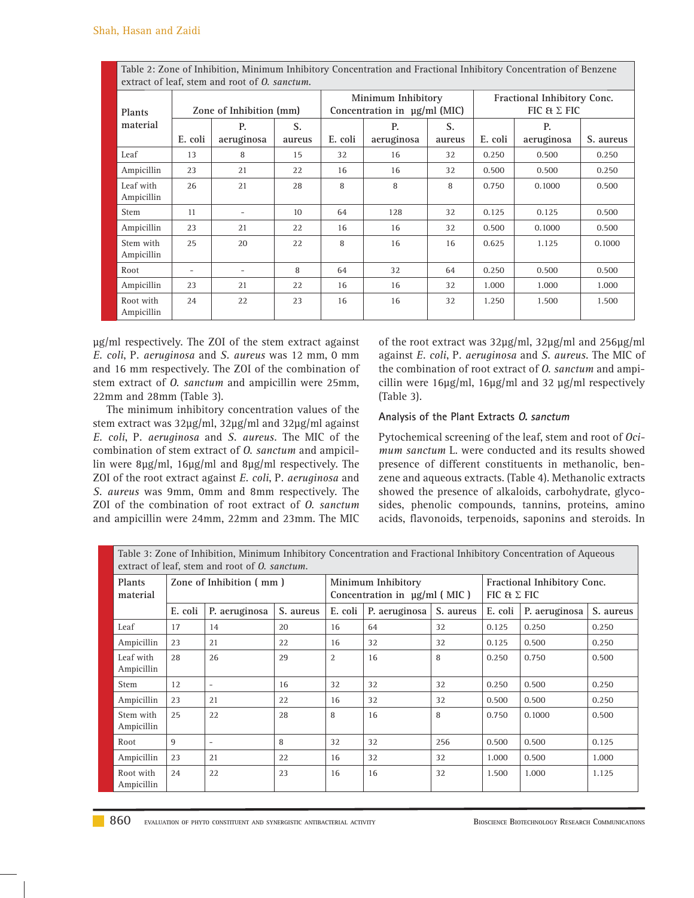Table 2: Zone of Inhibition, Minimum Inhibitory Concentration and Fractional Inhibitory Concentration of Benzene extract of leaf, stem and root of *O. sanctum*.

| Plants material | Zone of Inhibition (mm) | | | Minimum Inhibitory Concentration in µg/ml (MIC) | | | Fractional Inhibitory Conc. FIC & Σ FIC | | |
|---|---|---|---|---|---|---|---|---|---|
| | E. coli | P. aeruginosa | S. aureus | E. coli | P. aeruginosa | S. aureus | E. coli | P. aeruginosa | S. aureus |
| Leaf | 13 | 8 | 15 | 32 | 16 | 32 | 0.250 | 0.500 | 0.250 |
| Ampicillin | 23 | 21 | 22 | 16 | 16 | 32 | 0.500 | 0.500 | 0.250 |
| Leaf with Ampicillin | 26 | 21 | 28 | 8 | 8 | 8 | 0.750 | 0.1000 | 0.500 |
| Stem | 11 | - | 10 | 64 | 128 | 32 | 0.125 | 0.125 | 0.500 |
| Ampicillin | 23 | 21 | 22 | 16 | 16 | 32 | 0.500 | 0.1000 | 0.500 |
| Stem with Ampicillin | 25 | 20 | 22 | 8 | 16 | 16 | 0.625 | 1.125 | 0.1000 |
| Root | - | - | 8 | 64 | 32 | 64 | 0.250 | 0.500 | 0.500 |
| Ampicillin | 23 | 21 | 22 | 16 | 16 | 32 | 1.000 | 1.000 | 1.000 |
| Root with Ampicillin | 24 | 22 | 23 | 16 | 16 | 32 | 1.250 | 1.500 | 1.500 |

µg/ml respectively. The ZOI of the stem extract against *E. coli*, P. *aeruginosa* and *S. aureus* was 12 mm, 0 mm and 16 mm respectively. The ZOI of the combination of stem extract of *O. sanctum* and ampicillin were 25mm, 22mm and 28mm (Table 3).

The minimum inhibitory concentration values of the stem extract was 32µg/ml, 32µg/ml and 32µg/ml against *E. coli*, P. *aeruginosa* and *S. aureus*. The MIC of the combination of stem extract of *O. sanctum* and ampicillin were 8µg/ml, 16µg/ml and 8µg/ml respectively. The ZOI of the root extract against *E. coli*, P. *aeruginosa* and *S. aureus* was 9mm, 0mm and 8mm respectively. The ZOI of the combination of root extract of *O. sanctum* and ampicillin were 24mm, 22mm and 23mm. The MIC of the root extract was 32µg/ml, 32µg/ml and 256µg/ml against *E. coli*, P. *aeruginosa* and *S. aureus*. The MIC of the combination of root extract of *O. sanctum* and ampicillin were 16µg/ml, 16µg/ml and 32 µg/ml respectively (Table 3).

### Analysis of the Plant Extracts *O. sanctum*

Pytochemical screening of the leaf, stem and root of *Ocimum sanctum* L. were conducted and its results showed presence of different constituents in methanolic, benzene and aqueous extracts. (Table 4). Methanolic extracts showed the presence of alkaloids, carbohydrate, glycosides, phenolic compounds, tannins, proteins, amino acids, flavonoids, terpenoids, saponins and steroids. In

Table 3: Zone of Inhibition, Minimum Inhibitory Concentration and Fractional Inhibitory Concentration of Aqueous extract of leaf, stem and root of *O. sanctum*.

| Plants material | Zone of Inhibition ( mm ) | | | Minimum Inhibitory Concentration in µg/ml ( MIC ) | | | Fractional Inhibitory Conc. FIC & Σ FIC | | |
|---|---|---|---|---|---|---|---|---|---|
| | E. coli | P. aeruginosa | S. aureus | E. coli | P. aeruginosa | S. aureus | E. coli | P. aeruginosa | S. aureus |
| Leaf | 17 | 14 | 20 | 16 | 64 | 32 | 0.125 | 0.250 | 0.250 |
| Ampicillin | 23 | 21 | 22 | 16 | 32 | 32 | 0.125 | 0.500 | 0.250 |
| Leaf with Ampicillin | 28 | 26 | 29 | 2 | 16 | 8 | 0.250 | 0.750 | 0.500 |
| Stem | 12 | - | 16 | 32 | 32 | 32 | 0.250 | 0.500 | 0.250 |
| Ampicillin | 23 | 21 | 22 | 16 | 32 | 32 | 0.500 | 0.500 | 0.250 |
| Stem with Ampicillin | 25 | 22 | 28 | 8 | 16 | 8 | 0.750 | 0.1000 | 0.500 |
| Root | 9 | - | 8 | 32 | 32 | 256 | 0.500 | 0.500 | 0.125 |
| Ampicillin | 23 | 21 | 22 | 16 | 32 | 32 | 1.000 | 0.500 | 1.000 |
| Root with Ampicillin | 24 | 22 | 23 | 16 | 16 | 32 | 1.500 | 1.000 | 1.125 |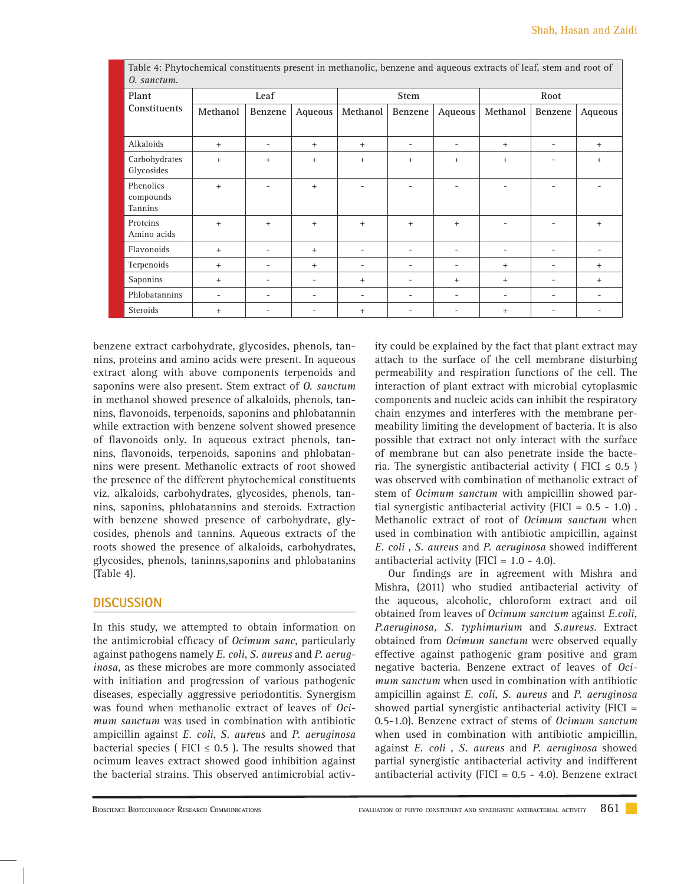Table 4: Phytochemical constituents present in methanolic, benzene and aqueous extracts of leaf, stem and root of *O. sanctum*.

| Plant Constituents | Leaf | | | Stem | | | Root | | |
|---|---|---|---|---|---|---|---|---|---|
| | Methanol | Benzene | Aqueous | Methanol | Benzene | Aqueous | Methanol | Benzene | Aqueous |
| Alkaloids | + | - | + | + | - | - | + | - | + |
| Carbohydrates Glycosides | + | + | + | + | + | + | + | - | + |
| Phenolics compounds Tannins | + | - | + | - | - | - | - | - | - |
| Proteins Amino acids | + | + | + | + | + | + | - | - | + |
| Flavonoids | + | - | + | - | - | - | - | - | - |
| Terpenoids | + | - | + | - | - | - | + | - | + |
| Saponins | + | - | - | + | - | + | + | - | + |
| Phlobatannins | - | - | - | - | - | - | - | - | - |
| Steroids | + | - | - | + | - | - | + | - | - |

benzene extract carbohydrate, glycosides, phenols, tannins, proteins and amino acids were present. In aqueous extract along with above components terpenoids and saponins were also present. Stem extract of *O. sanctum* in methanol showed presence of alkaloids, phenols, tannins, flavonoids, terpenoids, saponins and phlobatannin while extraction with benzene solvent showed presence of flavonoids only. In aqueous extract phenols, tannins, flavonoids, terpenoids, saponins and phlobatannins were present. Methanolic extracts of root showed the presence of the different phytochemical constituents viz. alkaloids, carbohydrates, glycosides, phenols, tannins, saponins, phlobatannins and steroids. Extraction with benzene showed presence of carbohydrate, glycosides, phenols and tannins. Aqueous extracts of the roots showed the presence of alkaloids, carbohydrates, glycosides, phenols, taninns,saponins and phlobatannins (Table 4).

## DISCUSSION

In this study, we attempted to obtain information on the antimicrobial efficacy of *Ocimum sanc*, particularly against pathogens namely *E. coli*, *S. aureus* and *P. aeruginosa*, as these microbes are more commonly associated with initiation and progression of various pathogenic diseases, especially aggressive periodontitis. Synergism was found when methanolic extract of leaves of *Ocimum sanctum* was used in combination with antibiotic ampicillin against *E. coli*, *S. aureus* and *P. aeruginosa* bacterial species ( FICI ≤ 0.5 ). The results showed that ocimum leaves extract showed good inhibition against the bacterial strains. This observed antimicrobial activity could be explained by the fact that plant extract may attach to the surface of the cell membrane disturbing permeability and respiration functions of the cell. The interaction of plant extract with microbial cytoplasmic components and nucleic acids can inhibit the respiratory chain enzymes and interferes with the membrane permeability limiting the development of bacteria. It is also possible that extract not only interact with the surface of membrane but can also penetrate inside the bacteria. The synergistic antibacterial activity ( FICI ≤ 0.5 ) was observed with combination of methanolic extract of stem of *Ocimum sanctum* with ampicillin showed partial synergistic antibacterial activity (FICI = 0.5 - 1.0) . Methanolic extract of root of *Ocimum sanctum* when used in combination with antibiotic ampicillin, against *E. coli* , *S. aureus* and *P. aeruginosa* showed indifferent antibacterial activity (FICI = 1.0 - 4.0).

Our findings are in agreement with Mishra and Mishra, (2011) who studied antibacterial activity of the aqueous, alcoholic, chloroform extract and oil obtained from leaves of *Ocimum sanctum* against *E.coli, P.aeruginosa, S. typhimurium* and *S.aureus*. Extract obtained from *Ocimum sanctum* were observed equally effective against pathogenic gram positive and gram negative bacteria. Benzene extract of leaves of *Ocimum sanctum* when used in combination with antibiotic ampicillin against *E. coli*, *S. aureus* and *P. aeruginosa* showed partial synergistic antibacterial activity (FICI = 0.5-1.0). Benzene extract of stems of *Ocimum sanctum* when used in combination with antibiotic ampicillin, against *E. coli* , *S. aureus* and *P. aeruginosa* showed partial synergistic antibacterial activity and indifferent antibacterial activity (FICI = 0.5 - 4.0). Benzene extract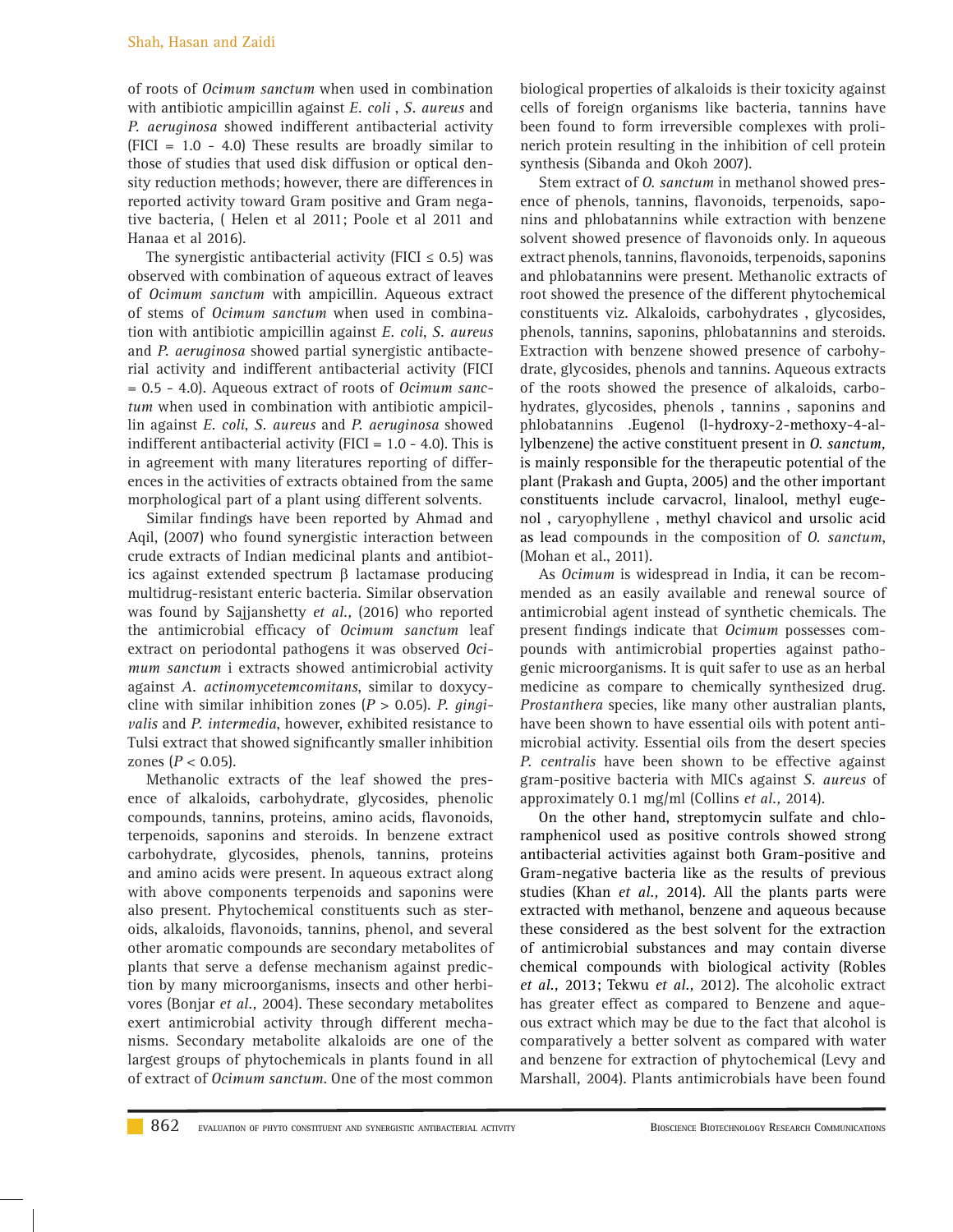of roots of *Ocimum sanctum* when used in combination with antibiotic ampicillin against *E. coli* , *S. aureus* and *P. aeruginosa* showed indifferent antibacterial activity (FICI = 1.0 - 4.0) These results are broadly similar to those of studies that used disk diffusion or optical density reduction methods; however, there are differences in reported activity toward Gram positive and Gram negative bacteria, ( Helen et al 2011; Poole et al 2011 and Hanaa et al 2016).

The synergistic antibacterial activity (FICI ≤ 0.5) was observed with combination of aqueous extract of leaves of *Ocimum sanctum* with ampicillin. Aqueous extract of stems of *Ocimum sanctum* when used in combination with antibiotic ampicillin against *E. coli*, *S. aureus* and *P. aeruginosa* showed partial synergistic antibacterial activity and indifferent antibacterial activity (FICI = 0.5 - 4.0). Aqueous extract of roots of *Ocimum sanctum* when used in combination with antibiotic ampicillin against *E. coli*, *S. aureus* and *P. aeruginosa* showed indifferent antibacterial activity (FICI = 1.0 - 4.0). This is in agreement with many literatures reporting of differences in the activities of extracts obtained from the same morphological part of a plant using different solvents.

Similar findings have been reported by Ahmad and Aqil, (2007) who found synergistic interaction between crude extracts of Indian medicinal plants and antibiotics against extended spectrum β lactamase producing multidrug-resistant enteric bacteria. Similar observation was found by Sajjanshetty *et al.,* (2016) who reported the antimicrobial efficacy of *Ocimum sanctum* leaf extract on periodontal pathogens it was observed *Ocimum sanctum* i extracts showed antimicrobial activity against *A. actinomycetemcomitans*, similar to doxycycline with similar inhibition zones ($P > 0.05$). *P. gingivalis* and *P. intermedia*, however, exhibited resistance to Tulsi extract that showed significantly smaller inhibition zones ($P < 0.05$).

Methanolic extracts of the leaf showed the presence of alkaloids, carbohydrate, glycosides, phenolic compounds, tannins, proteins, amino acids, flavonoids, terpenoids, saponins and steroids. In benzene extract carbohydrate, glycosides, phenols, tannins, proteins and amino acids were present. In aqueous extract along with above components terpenoids and saponins were also present. Phytochemical constituents such as steroids, alkaloids, flavonoids, tannins, phenol, and several other aromatic compounds are secondary metabolites of plants that serve a defense mechanism against prediction by many microorganisms, insects and other herbivores (Bonjar *et al.,* 2004). These secondary metabolites exert antimicrobial activity through different mechanisms. Secondary metabolite alkaloids are one of the largest groups of phytochemicals in plants found in all of extract of *Ocimum sanctum*. One of the most common biological properties of alkaloids is their toxicity against cells of foreign organisms like bacteria, tannins have been found to form irreversible complexes with prolinerich protein resulting in the inhibition of cell protein synthesis (Sibanda and Okoh 2007).

Stem extract of *O. sanctum* in methanol showed presence of phenols, tannins, flavonoids, terpenoids, saponins and phlobatannins while extraction with benzene solvent showed presence of flavonoids only. In aqueous extract phenols, tannins, flavonoids, terpenoids, saponins and phlobatannins were present. Methanolic extracts of root showed the presence of the different phytochemical constituents viz. Alkaloids, carbohydrates , glycosides, phenols, tannins, saponins, phlobatannins and steroids. Extraction with benzene showed presence of carbohydrate, glycosides, phenols and tannins. Aqueous extracts of the roots showed the presence of alkaloids, carbohydrates, glycosides, phenols , tannins , saponins and phlobatannins .Eugenol (l-hydroxy-2-methoxy-4-allylbenzene) the active constituent present in *O. sanctum*, is mainly responsible for the therapeutic potential of the plant (Prakash and Gupta, 2005) and the other important constituents include carvacrol, linalool, methyl eugenol , caryophyllene , methyl chavicol and ursolic acid as lead compounds in the composition of *O. sanctum*, (Mohan et al., 2011).

As *Ocimum* is widespread in India, it can be recommended as an easily available and renewal source of antimicrobial agent instead of synthetic chemicals. The present findings indicate that *Ocimum* possesses compounds with antimicrobial properties against pathogenic microorganisms. It is quit safer to use as an herbal medicine as compare to chemically synthesized drug. *Prostanthera* species, like many other australian plants, have been shown to have essential oils with potent antimicrobial activity. Essential oils from the desert species *P. centralis* have been shown to be effective against gram-positive bacteria with MICs against *S. aureus* of approximately 0.1 mg/ml (Collins *et al.,* 2014).

On the other hand, streptomycin sulfate and chloramphenicol used as positive controls showed strong antibacterial activities against both Gram-positive and Gram-negative bacteria like as the results of previous studies (Khan *et al.,* 2014). All the plants parts were extracted with methanol, benzene and aqueous because these considered as the best solvent for the extraction of antimicrobial substances and may contain diverse chemical compounds with biological activity (Robles *et al.,* 2013; Tekwu *et al.,* 2012). The alcoholic extract has greater effect as compared to Benzene and aqueous extract which may be due to the fact that alcohol is comparatively a better solvent as compared with water and benzene for extraction of phytochemical (Levy and Marshall, 2004). Plants antimicrobials have been found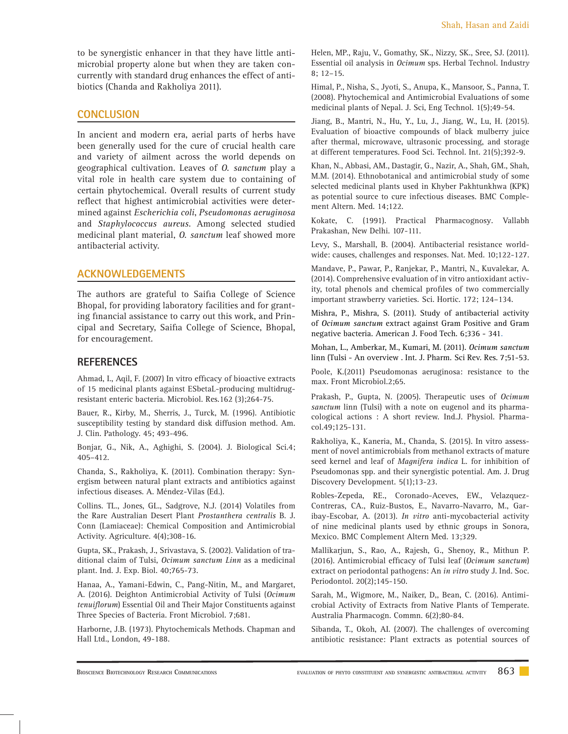to be synergistic enhancer in that they have little antimicrobial property alone but when they are taken concurrently with standard drug enhances the effect of antibiotics (Chanda and Rakholiya 2011).

## CONCLUSION

In ancient and modern era, aerial parts of herbs have been generally used for the cure of crucial health care and variety of ailment across the world depends on geographical cultivation. Leaves of *O. sanctum* play a vital role in health care system due to containing of certain phytochemical. Overall results of current study reflect that highest antimicrobial activities were determined against *Escherichia coli*, *Pseudomonas aeruginosa* and *Staphylococcus aureus*. Among selected studied medicinal plant material, *O. sanctum* leaf showed more antibacterial activity.

## ACKNOWLEDGEMENTS

The authors are grateful to Saifia College of Science Bhopal, for providing laboratory facilities and for granting financial assistance to carry out this work, and Principal and Secretary, Saifia College of Science, Bhopal, for encouragement.

## REFERENCES

Ahmad, I., Aqil, F. (2007) In vitro efficacy of bioactive extracts of 15 medicinal plants against ESbetaL-producing multidrug-resistant enteric bacteria. Microbiol. Res.162 (3);264-75.

Bauer, R., Kirby, M., Sherris, J., Turck, M. (1996). Antibiotic susceptibility testing by standard disk diffusion method. Am. J. Clin. Pathology. 45; 493-496.

Bonjar, G., Nik, A., Aghighi, S. (2004). J. Biological Sci.4; 405–412.

Chanda, S., Rakholiya, K. (2011). Combination therapy: Synergism between natural plant extracts and antibiotics against infectious diseases. A. Méndez-Vilas (Ed.).

Collins. TL., Jones, GL., Sadgrove, N.J. (2014) Volatiles from the Rare Australian Desert Plant *Prostanthera centralis* B. J. Conn (Lamiaceae): Chemical Composition and Antimicrobial Activity. Agriculture. 4(4);308-16.

Gupta, SK., Prakash, J., Srivastava, S. (2002). Validation of traditional claim of Tulsi, *Ocimum sanctum Linn* as a medicinal plant. Ind. J. Exp. Biol. 40;765-73.

Hanaa, A., Yamani-Edwin, C., Pang-Nitin, M., and Margaret, A. (2016). Deighton Antimicrobial Activity of Tulsi (*Ocimum tenuiflorum*) Essential Oil and Their Major Constituents against Three Species of Bacteria. Front Microbiol. 7;681.

Harborne, J.B. (1973). Phytochemicals Methods. Chapman and Hall Ltd., London, 49-188.

Helen, MP., Raju, V., Gomathy, SK., Nizzy, SK., Sree, SJ. (2011). Essential oil analysis in *Ocimum* sps. Herbal Technol. Industry 8; 12–15.

Himal, P., Nisha, S., Jyoti, S., Anupa, K., Mansoor, S., Panna, T. (2008). Phytochemical and Antimicrobial Evaluations of some medicinal plants of Nepal. J. Sci, Eng Technol. 1(5);49-54.

Jiang, B., Mantri, N., Hu, Y., Lu, J., Jiang, W., Lu, H. (2015). Evaluation of bioactive compounds of black mulberry juice after thermal, microwave, ultrasonic processing, and storage at different temperatures. Food Sci. Technol. Int. 21(5);392-9.

Khan, N., Abbasi, AM., Dastagir, G., Nazir, A., Shah, GM., Shah, M.M. (2014). Ethnobotanical and antimicrobial study of some selected medicinal plants used in Khyber Pakhtunkhwa (KPK) as potential source to cure infectious diseases. BMC Complement Altern. Med. 14;122.

Kokate, C. (1991). Practical Pharmacognosy. Vallabh Prakashan, New Delhi. 107-111.

Levy, S., Marshall, B. (2004). Antibacterial resistance worldwide: causes, challenges and responses. Nat. Med. 10;122-127.

Mandave, P., Pawar, P., Ranjekar, P., Mantri, N., Kuvalekar, A. (2014). Comprehensive evaluation of in vitro antioxidant activity, total phenols and chemical profiles of two commercially important strawberry varieties. Sci. Hortic. 172; 124–134.

Mishra, P., Mishra, S. (2011). Study of antibacterial activity of *Ocimum sanctum* extract against Gram Positive and Gram negative bacteria. American J. Food Tech. 6;336 - 341.

Mohan, L., Amberkar, M., Kumari, M. (2011). *Ocimum sanctum* linn (Tulsi - An overview . Int. J. Pharm. Sci Rev. Res. 7;51-53.

Poole, K.(2011) Pseudomonas aeruginosa: resistance to the max. Front Microbiol.2;65.

Prakash, P., Gupta, N. (2005). Therapeutic uses of *Ocimum sanctum* linn (Tulsi) with a note on eugenol and its pharmacological actions : A short review. Ind.J. Physiol. Pharmacol.49;125-131.

Rakholiya, K., Kaneria, M., Chanda, S. (2015). In vitro assessment of novel antimicrobials from methanol extracts of mature seed kernel and leaf of *Magnifera indica* L. for inhibition of Pseudomonas spp. and their synergistic potential. Am. J. Drug Discovery Development. 5(1);13-23.

Robles-Zepeda, RE., Coronado-Aceves, EW., Velazquez-Contreras, CA., Ruiz-Bustos, E., Navarro-Navarro, M., Garibay-Escobar, A. (2013). *In vitro* anti-mycobacterial activity of nine medicinal plants used by ethnic groups in Sonora, Mexico. BMC Complement Altern Med. 13;329.

Mallikarjun, S., Rao, A., Rajesh, G., Shenoy, R., Mithun P. (2016). Antimicrobial efficacy of Tulsi leaf (*Ocimum sanctum*) extract on periodontal pathogens: An *in vitro* study J. Ind. Soc. Periodontol. 20(2);145-150.

Sarah, M., Wigmore, M., Naiker, D,, Bean, C. (2016). Antimicrobial Activity of Extracts from Native Plants of Temperate. Australia Pharmacogn. Commn. 6(2);80-84.

Sibanda, T., Okoh, AI. (2007). The challenges of overcoming antibiotic resistance: Plant extracts as potential sources of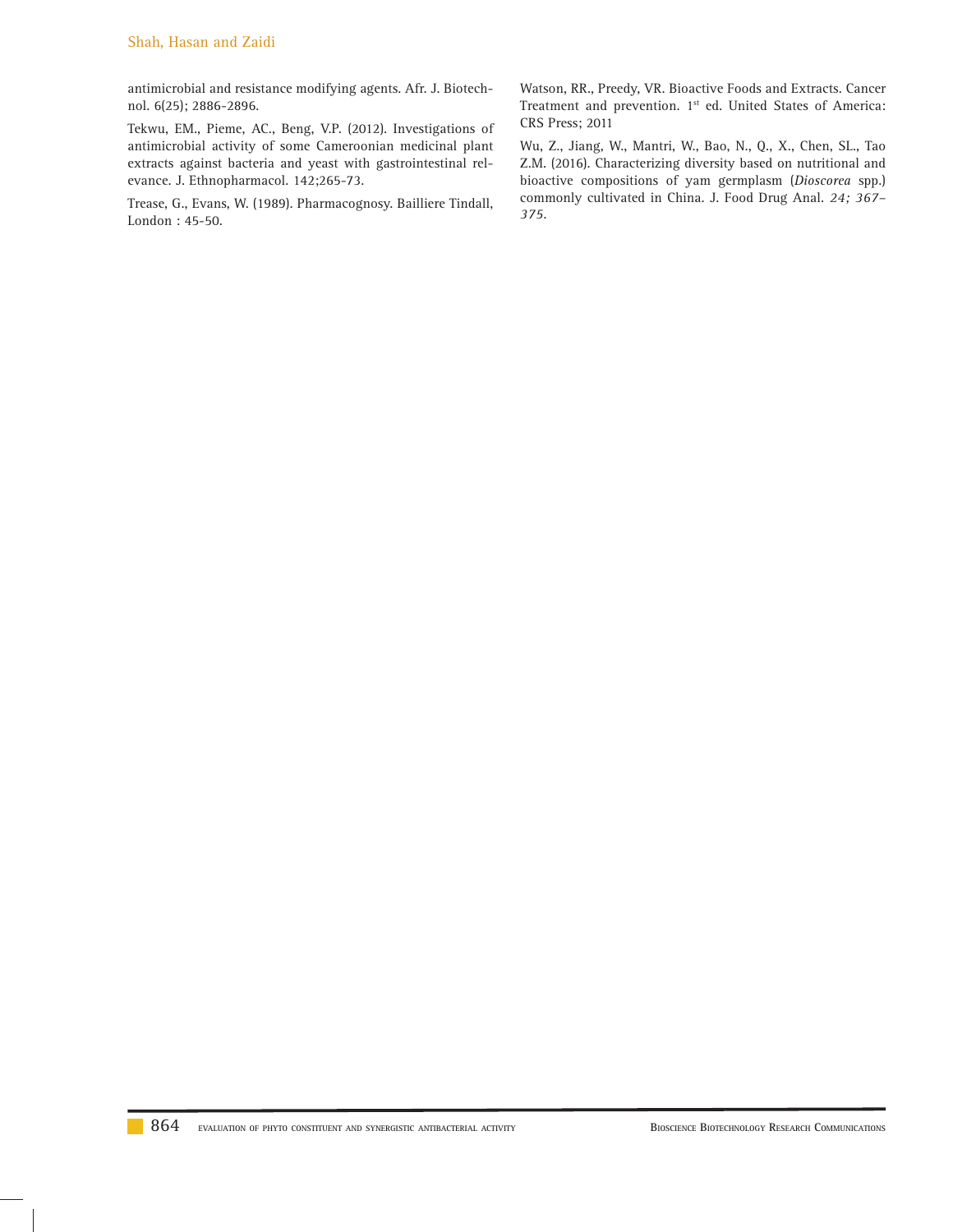antimicrobial and resistance modifying agents. Afr. J. Biotechnol. 6(25); 2886-2896.

Tekwu, EM., Pieme, AC., Beng, V.P. (2012). Investigations of antimicrobial activity of some Cameroonian medicinal plant extracts against bacteria and yeast with gastrointestinal relevance. J. Ethnopharmacol. 142;265-73.

Trease, G., Evans, W. (1989). Pharmacognosy. Bailliere Tindall, London : 45-50.

Watson, RR., Preedy, VR. Bioactive Foods and Extracts. Cancer Treatment and prevention. 1st ed. United States of America: CRS Press; 2011

Wu, Z., Jiang, W., Mantri, W., Bao, N., Q., X., Chen, SL., Tao Z.M. (2016). Characterizing diversity based on nutritional and bioactive compositions of yam germplasm (*Dioscorea* spp.) commonly cultivated in China. J. Food Drug Anal. *24; 367–375*.